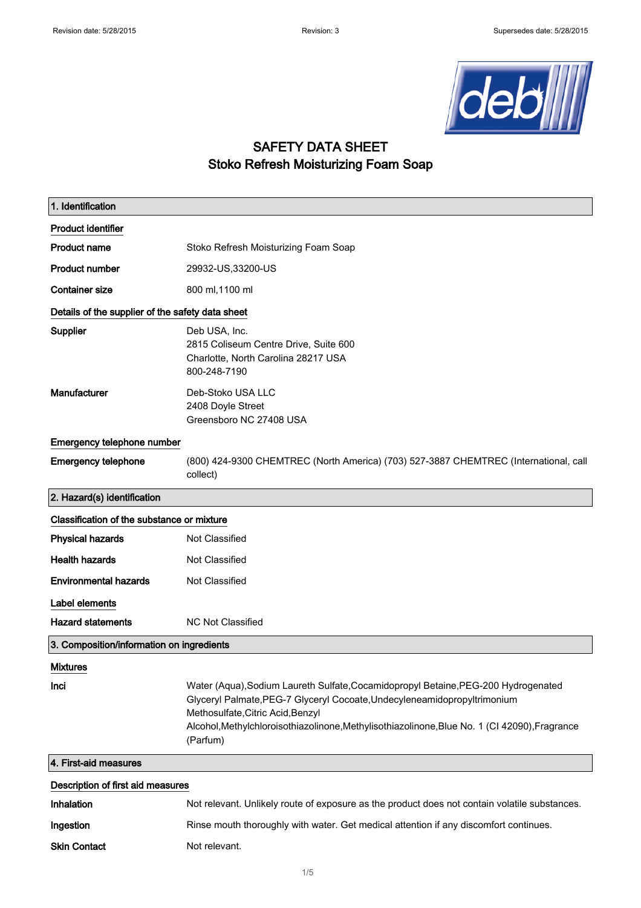# SAFETY DATA SHEET
## Stoko Refresh Moisturizing Foam Soap

### 1. Identification

**Product identifier**

| | |
|---|---|
| **Product name** | Stoko Refresh Moisturizing Foam Soap |
| **Product number** | 29932-US,33200-US |
| **Container size** | 800 ml,1100 ml |

**Details of the supplier of the safety data sheet**

| | |
|---|---|
| **Supplier** | Deb USA, Inc.<br>2815 Coliseum Centre Drive, Suite 600<br>Charlotte, North Carolina 28217 USA<br>800-248-7190 |
| **Manufacturer** | Deb-Stoko USA LLC<br>2408 Doyle Street<br>Greensboro NC 27408 USA |

**Emergency telephone number**

| | |
|---|---|
| **Emergency telephone** | (800) 424-9300 CHEMTREC (North America) (703) 527-3887 CHEMTREC (International, call collect) |

### 2. Hazard(s) identification

**Classification of the substance or mixture**

| | |
|---|---|
| **Physical hazards** | Not Classified |
| **Health hazards** | Not Classified |
| **Environmental hazards** | Not Classified |

**Label elements**

| | |
|---|---|
| **Hazard statements** | NC Not Classified |

### 3. Composition/information on ingredients

**Mixtures**

| | |
|---|---|
| **Inci** | Water (Aqua),Sodium Laureth Sulfate,Cocamidopropyl Betaine,PEG-200 Hydrogenated Glyceryl Palmate,PEG-7 Glyceryl Cocoate,Undecyleneamidopropyltrimonium Methosulfate,Citric Acid,Benzyl Alcohol,Methylchloroisothiazolinone,Methylisothiazolinone,Blue No. 1 (CI 42090),Fragrance (Parfum) |

### 4. First-aid measures

**Description of first aid measures**

| | |
|---|---|
| **Inhalation** | Not relevant. Unlikely route of exposure as the product does not contain volatile substances. |
| **Ingestion** | Rinse mouth thoroughly with water. Get medical attention if any discomfort continues. |
| **Skin Contact** | Not relevant. |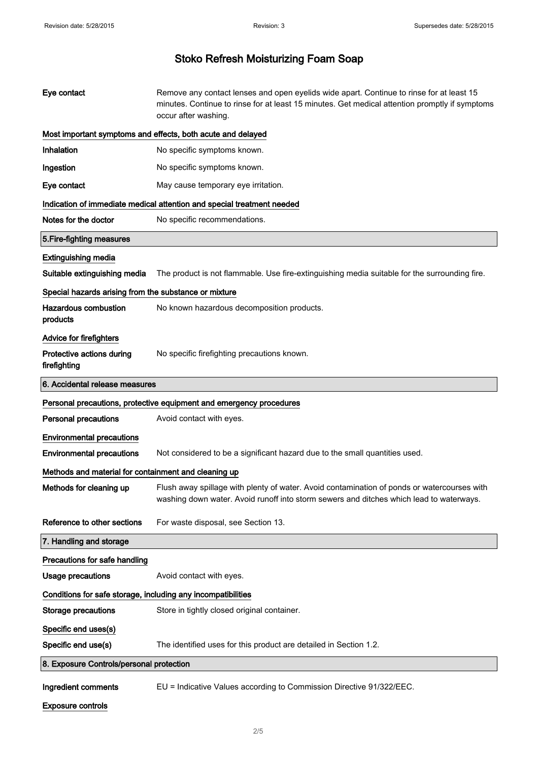# Stoko Refresh Moisturizing Foam Soap

| | |
|---|---|
| **Eye contact** | Remove any contact lenses and open eyelids wide apart. Continue to rinse for at least 15 minutes. Continue to rinse for at least 15 minutes. Get medical attention promptly if symptoms occur after washing. |

**Most important symptoms and effects, both acute and delayed**

| | |
|---|---|
| **Inhalation** | No specific symptoms known. |
| **Ingestion** | No specific symptoms known. |
| **Eye contact** | May cause temporary eye irritation. |

**Indication of immediate medical attention and special treatment needed**

| | |
|---|---|
| **Notes for the doctor** | No specific recommendations. |

## 5.Fire-fighting measures

**Extinguishing media**

| | |
|---|---|
| **Suitable extinguishing media** | The product is not flammable. Use fire-extinguishing media suitable for the surrounding fire. |

**Special hazards arising from the substance or mixture**

| | |
|---|---|
| **Hazardous combustion products** | No known hazardous decomposition products. |

**Advice for firefighters**

| | |
|---|---|
| **Protective actions during firefighting** | No specific firefighting precautions known. |

## 6. Accidental release measures

**Personal precautions, protective equipment and emergency procedures**

| | |
|---|---|
| **Personal precautions** | Avoid contact with eyes. |

**Environmental precautions**

| | |
|---|---|
| **Environmental precautions** | Not considered to be a significant hazard due to the small quantities used. |

**Methods and material for containment and cleaning up**

| | |
|---|---|
| **Methods for cleaning up** | Flush away spillage with plenty of water. Avoid contamination of ponds or watercourses with washing down water. Avoid runoff into storm sewers and ditches which lead to waterways. |
| **Reference to other sections** | For waste disposal, see Section 13. |

## 7. Handling and storage

**Precautions for safe handling**

| | |
|---|---|
| **Usage precautions** | Avoid contact with eyes. |

**Conditions for safe storage, including any incompatibilities**

| | |
|---|---|
| **Storage precautions** | Store in tightly closed original container. |

**Specific end uses(s)**

| | |
|---|---|
| **Specific end use(s)** | The identified uses for this product are detailed in Section 1.2. |

## 8. Exposure Controls/personal protection

| | |
|---|---|
| **Ingredient comments** | EU = Indicative Values according to Commission Directive 91/322/EEC. |

**Exposure controls**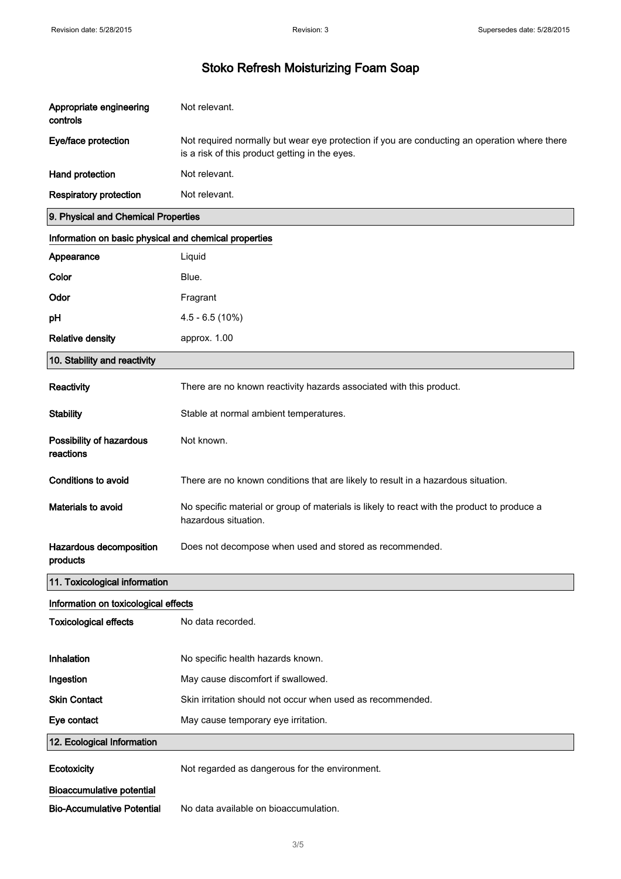# Stoko Refresh Moisturizing Foam Soap

| | |
|---|---|
| **Appropriate engineering controls** | Not relevant. |
| **Eye/face protection** | Not required normally but wear eye protection if you are conducting an operation where there is a risk of this product getting in the eyes. |
| **Hand protection** | Not relevant. |
| **Respiratory protection** | Not relevant. |

## 9. Physical and Chemical Properties

### Information on basic physical and chemical properties

| | |
|---|---|
| **Appearance** | Liquid |
| **Color** | Blue. |
| **Odor** | Fragrant |
| **pH** | 4.5 - 6.5 (10%) |
| **Relative density** | approx. 1.00 |

## 10. Stability and reactivity

| | |
|---|---|
| **Reactivity** | There are no known reactivity hazards associated with this product. |
| **Stability** | Stable at normal ambient temperatures. |
| **Possibility of hazardous reactions** | Not known. |
| **Conditions to avoid** | There are no known conditions that are likely to result in a hazardous situation. |
| **Materials to avoid** | No specific material or group of materials is likely to react with the product to produce a hazardous situation. |
| **Hazardous decomposition products** | Does not decompose when used and stored as recommended. |

## 11. Toxicological information

### Information on toxicological effects

| | |
|---|---|
| **Toxicological effects** | No data recorded. |
| **Inhalation** | No specific health hazards known. |
| **Ingestion** | May cause discomfort if swallowed. |
| **Skin Contact** | Skin irritation should not occur when used as recommended. |
| **Eye contact** | May cause temporary eye irritation. |

## 12. Ecological Information

| | |
|---|---|
| **Ecotoxicity** | Not regarded as dangerous for the environment. |

### Bioaccumulative potential

| | |
|---|---|
| **Bio-Accumulative Potential** | No data available on bioaccumulation. |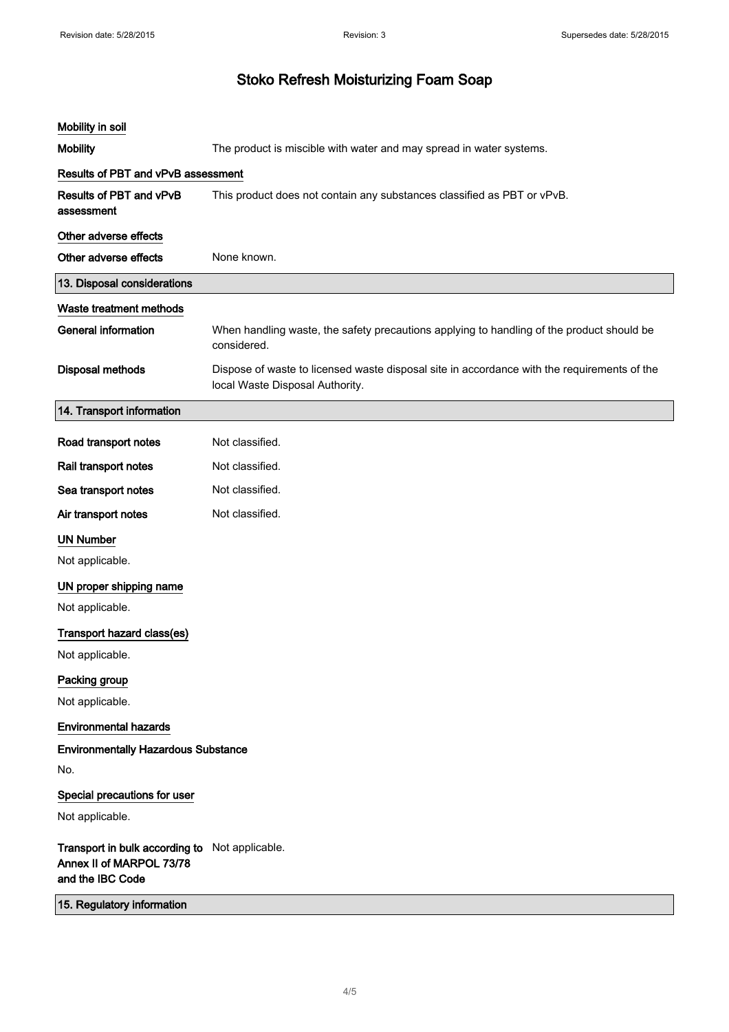# Stoko Refresh Moisturizing Foam Soap

### Mobility in soil

**Mobility** The product is miscible with water and may spread in water systems.

### Results of PBT and vPvB assessment

**Results of PBT and vPvB assessment** This product does not contain any substances classified as PBT or vPvB.

### Other adverse effects

**Other adverse effects** None known.

## 13. Disposal considerations

### Waste treatment methods

**General information** When handling waste, the safety precautions applying to handling of the product should be considered.

**Disposal methods** Dispose of waste to licensed waste disposal site in accordance with the requirements of the local Waste Disposal Authority.

## 14. Transport information

**Road transport notes** Not classified.

**Rail transport notes** Not classified.

**Sea transport notes** Not classified.

**Air transport notes** Not classified.

### UN Number

Not applicable.

### UN proper shipping name

Not applicable.

### Transport hazard class(es)

Not applicable.

### Packing group

Not applicable.

### Environmental hazards

**Environmentally Hazardous Substance**

No.

### Special precautions for user

Not applicable.

**Transport in bulk according to Annex II of MARPOL 73/78 and the IBC Code** Not applicable.

## 15. Regulatory information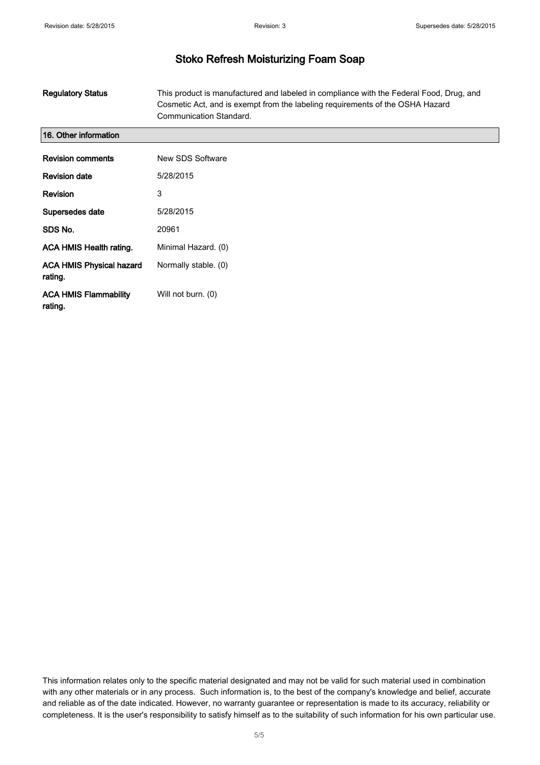# Stoko Refresh Moisturizing Foam Soap

| | |
|---|---|
| **Regulatory Status** | This product is manufactured and labeled in compliance with the Federal Food, Drug, and Cosmetic Act, and is exempt from the labeling requirements of the OSHA Hazard Communication Standard. |

## 16. Other information

| | |
|---|---|
| **Revision comments** | New SDS Software |
| **Revision date** | 5/28/2015 |
| **Revision** | 3 |
| **Supersedes date** | 5/28/2015 |
| **SDS No.** | 20961 |
| **ACA HMIS Health rating.** | Minimal Hazard. (0) |
| **ACA HMIS Physical hazard rating.** | Normally stable. (0) |
| **ACA HMIS Flammability rating.** | Will not burn. (0) |

This information relates only to the specific material designated and may not be valid for such material used in combination with any other materials or in any process. Such information is, to the best of the company's knowledge and belief, accurate and reliable as of the date indicated. However, no warranty guarantee or representation is made to its accuracy, reliability or completeness. It is the user's responsibility to satisfy himself as to the suitability of such information for his own particular use.